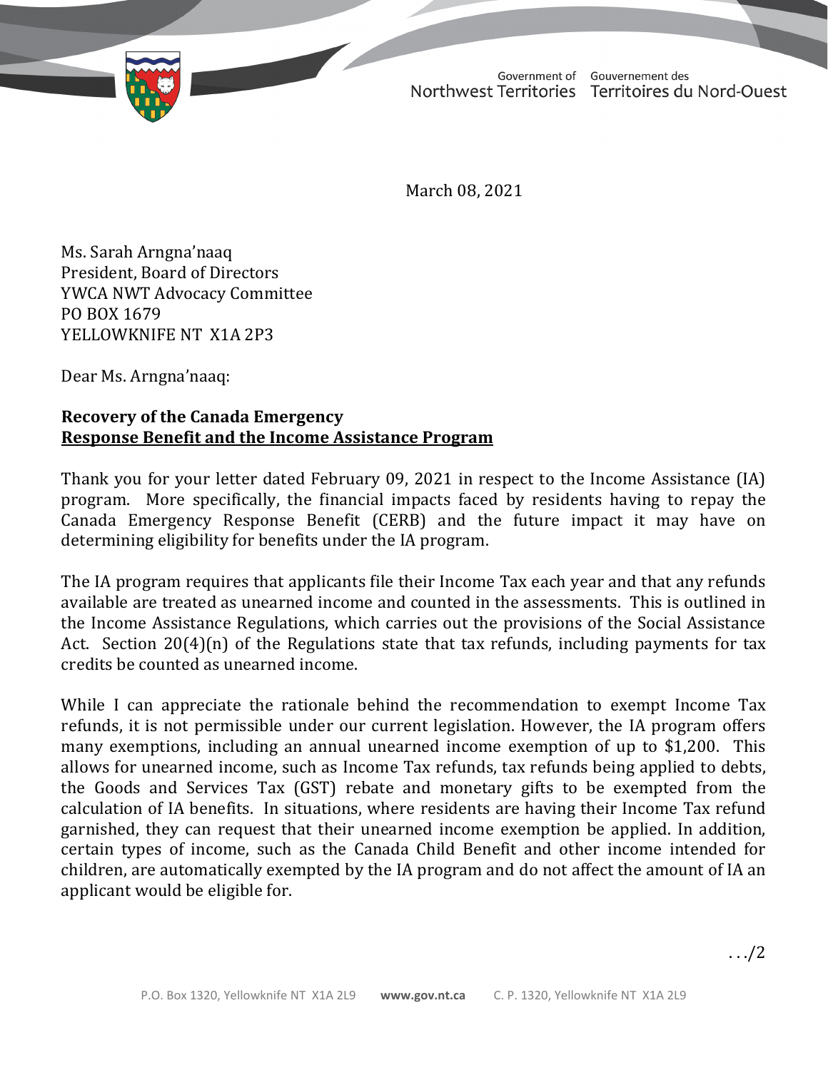Government of Northwest Territories    Gouvernement des Territoires du Nord-Ouest

March 08, 2021

Ms. Sarah Arngna'naaq
President, Board of Directors
YWCA NWT Advocacy Committee
PO BOX 1679
YELLOWKNIFE NT X1A 2P3

Dear Ms. Arngna'naaq:

**Recovery of the Canada Emergency**
**<u>Response Benefit and the Income Assistance Program</u>**

Thank you for your letter dated February 09, 2021 in respect to the Income Assistance (IA) program. More specifically, the financial impacts faced by residents having to repay the Canada Emergency Response Benefit (CERB) and the future impact it may have on determining eligibility for benefits under the IA program.

The IA program requires that applicants file their Income Tax each year and that any refunds available are treated as unearned income and counted in the assessments. This is outlined in the Income Assistance Regulations, which carries out the provisions of the Social Assistance Act. Section 20(4)(n) of the Regulations state that tax refunds, including payments for tax credits be counted as unearned income.

While I can appreciate the rationale behind the recommendation to exempt Income Tax refunds, it is not permissible under our current legislation. However, the IA program offers many exemptions, including an annual unearned income exemption of up to $1,200. This allows for unearned income, such as Income Tax refunds, tax refunds being applied to debts, the Goods and Services Tax (GST) rebate and monetary gifts to be exempted from the calculation of IA benefits. In situations, where residents are having their Income Tax refund garnished, they can request that their unearned income exemption be applied. In addition, certain types of income, such as the Canada Child Benefit and other income intended for children, are automatically exempted by the IA program and do not affect the amount of IA an applicant would be eligible for.

.../2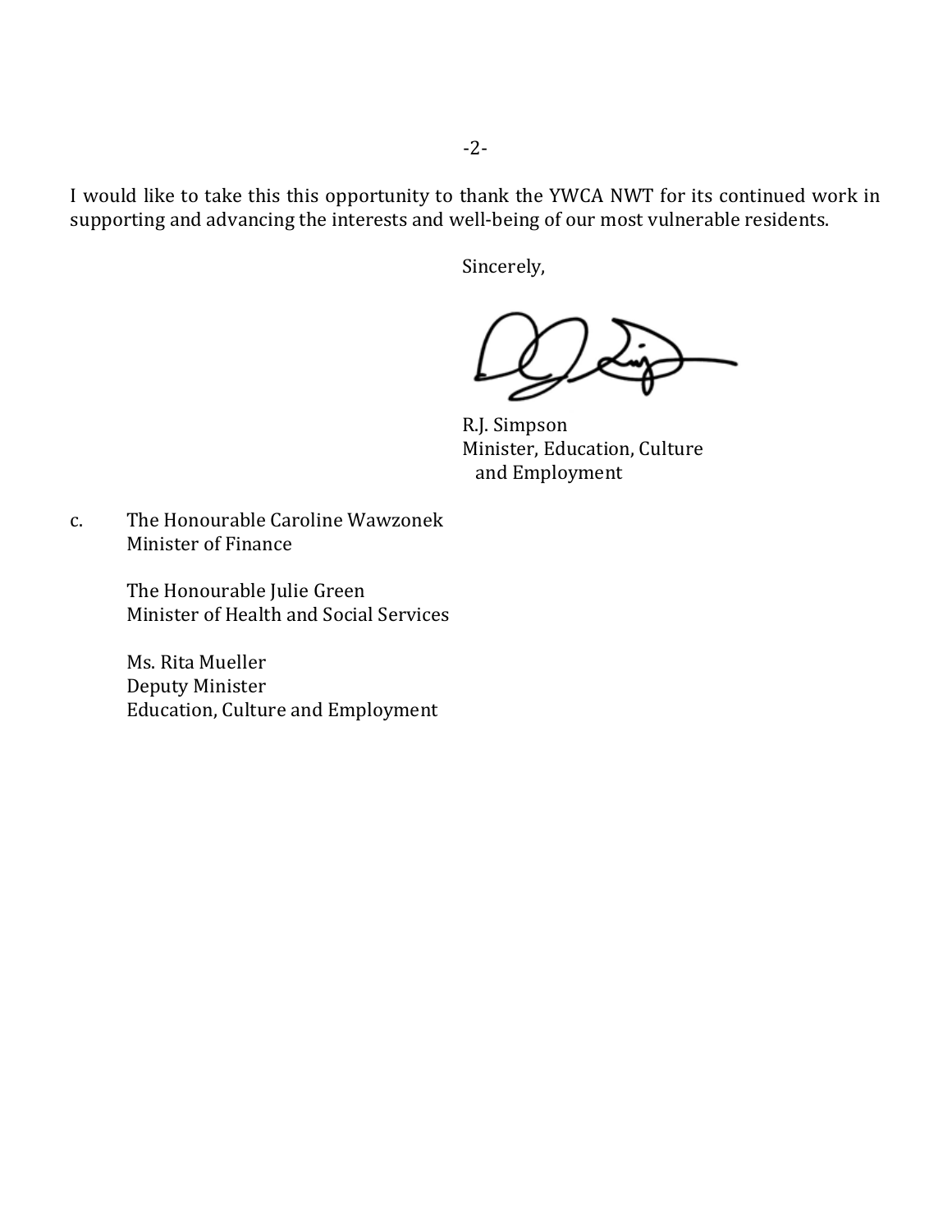I would like to take this this opportunity to thank the YWCA NWT for its continued work in supporting and advancing the interests and well-being of our most vulnerable residents.

Sincerely,

R.J. Simpson
Minister, Education, Culture
and Employment

c. The Honourable Caroline Wawzonek
Minister of Finance

The Honourable Julie Green
Minister of Health and Social Services

Ms. Rita Mueller
Deputy Minister
Education, Culture and Employment